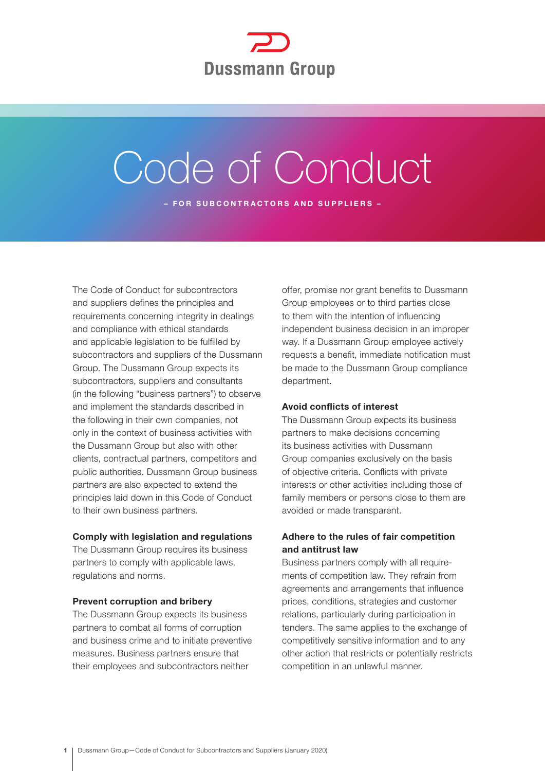Dussmann Group

# Code of Conduct

– FOR SUBCONTRACTORS AND SUPPLIERS –

The Code of Conduct for subcontractors and suppliers defines the principles and requirements concerning integrity in dealings and compliance with ethical standards and applicable legislation to be fulfilled by subcontractors and suppliers of the Dussmann Group. The Dussmann Group expects its subcontractors, suppliers and consultants (in the following "business partners") to observe and implement the standards described in the following in their own companies, not only in the context of business activities with the Dussmann Group but also with other clients, contractual partners, competitors and public authorities. Dussmann Group business partners are also expected to extend the principles laid down in this Code of Conduct to their own business partners.

**Comply with legislation and regulations**
The Dussmann Group requires its business partners to comply with applicable laws, regulations and norms.

**Prevent corruption and bribery**
The Dussmann Group expects its business partners to combat all forms of corruption and business crime and to initiate preventive measures. Business partners ensure that their employees and subcontractors neither offer, promise nor grant benefits to Dussmann Group employees or to third parties close to them with the intention of influencing independent business decision in an improper way. If a Dussmann Group employee actively requests a benefit, immediate notification must be made to the Dussmann Group compliance department.

**Avoid conflicts of interest**
The Dussmann Group expects its business partners to make decisions concerning its business activities with Dussmann Group companies exclusively on the basis of objective criteria. Conflicts with private interests or other activities including those of family members or persons close to them are avoided or made transparent.

**Adhere to the rules of fair competition and antitrust law**
Business partners comply with all requirements of competition law. They refrain from agreements and arrangements that influence prices, conditions, strategies and customer relations, particularly during participation in tenders. The same applies to the exchange of competitively sensitive information and to any other action that restricts or potentially restricts competition in an unlawful manner.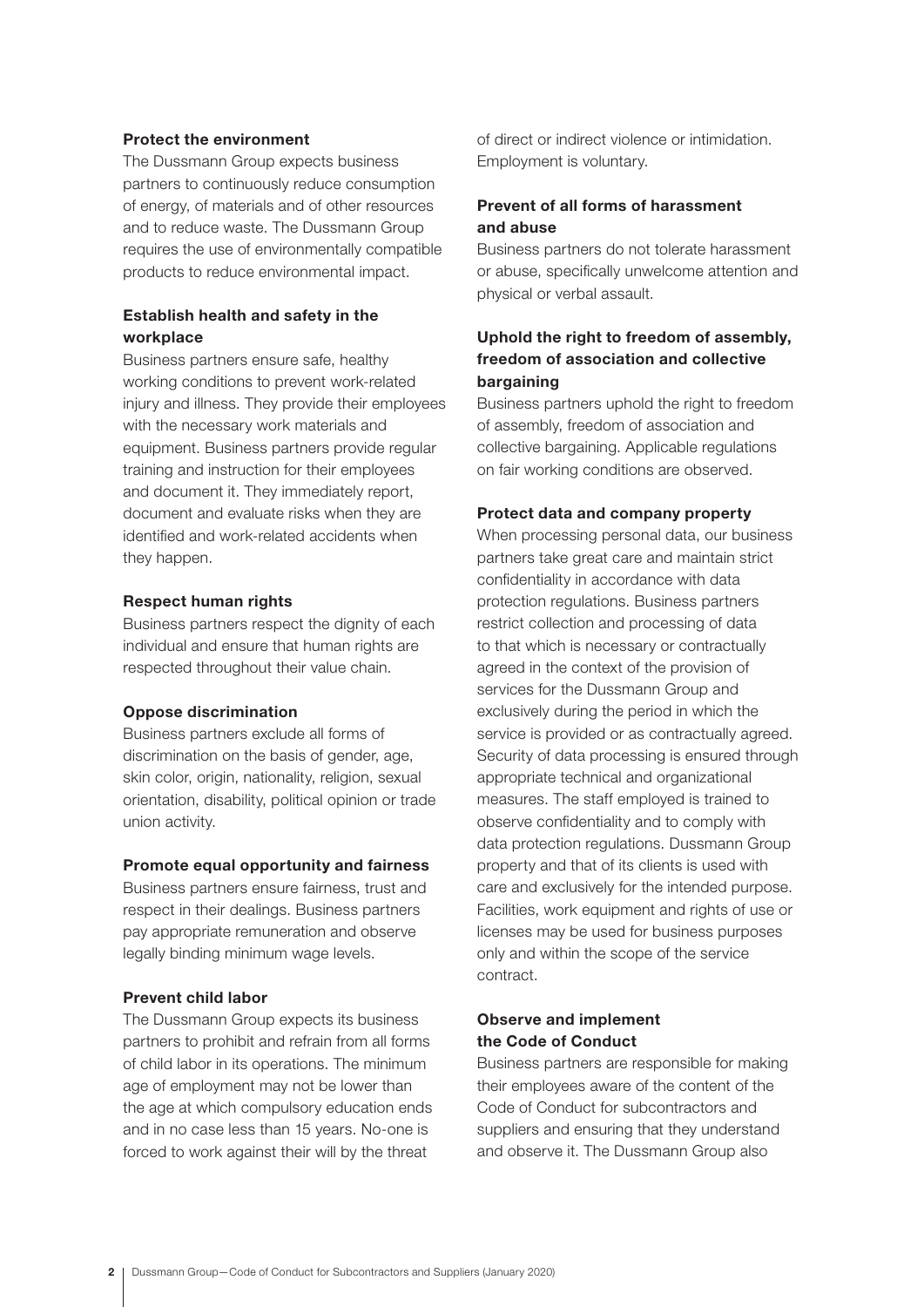### Protect the environment

The Dussmann Group expects business partners to continuously reduce consumption of energy, of materials and of other resources and to reduce waste. The Dussmann Group requires the use of environmentally compatible products to reduce environmental impact.

### Establish health and safety in the workplace

Business partners ensure safe, healthy working conditions to prevent work-related injury and illness. They provide their employees with the necessary work materials and equipment. Business partners provide regular training and instruction for their employees and document it. They immediately report, document and evaluate risks when they are identified and work-related accidents when they happen.

### Respect human rights

Business partners respect the dignity of each individual and ensure that human rights are respected throughout their value chain.

### Oppose discrimination

Business partners exclude all forms of discrimination on the basis of gender, age, skin color, origin, nationality, religion, sexual orientation, disability, political opinion or trade union activity.

### Promote equal opportunity and fairness

Business partners ensure fairness, trust and respect in their dealings. Business partners pay appropriate remuneration and observe legally binding minimum wage levels.

### Prevent child labor

The Dussmann Group expects its business partners to prohibit and refrain from all forms of child labor in its operations. The minimum age of employment may not be lower than the age at which compulsory education ends and in no case less than 15 years. No-one is forced to work against their will by the threat of direct or indirect violence or intimidation. Employment is voluntary.

### Prevent of all forms of harassment and abuse

Business partners do not tolerate harassment or abuse, specifically unwelcome attention and physical or verbal assault.

### Uphold the right to freedom of assembly, freedom of association and collective bargaining

Business partners uphold the right to freedom of assembly, freedom of association and collective bargaining. Applicable regulations on fair working conditions are observed.

### Protect data and company property

When processing personal data, our business partners take great care and maintain strict confidentiality in accordance with data protection regulations. Business partners restrict collection and processing of data to that which is necessary or contractually agreed in the context of the provision of services for the Dussmann Group and exclusively during the period in which the service is provided or as contractually agreed. Security of data processing is ensured through appropriate technical and organizational measures. The staff employed is trained to observe confidentiality and to comply with data protection regulations. Dussmann Group property and that of its clients is used with care and exclusively for the intended purpose. Facilities, work equipment and rights of use or licenses may be used for business purposes only and within the scope of the service contract.

### Observe and implement the Code of Conduct

Business partners are responsible for making their employees aware of the content of the Code of Conduct for subcontractors and suppliers and ensuring that they understand and observe it. The Dussmann Group also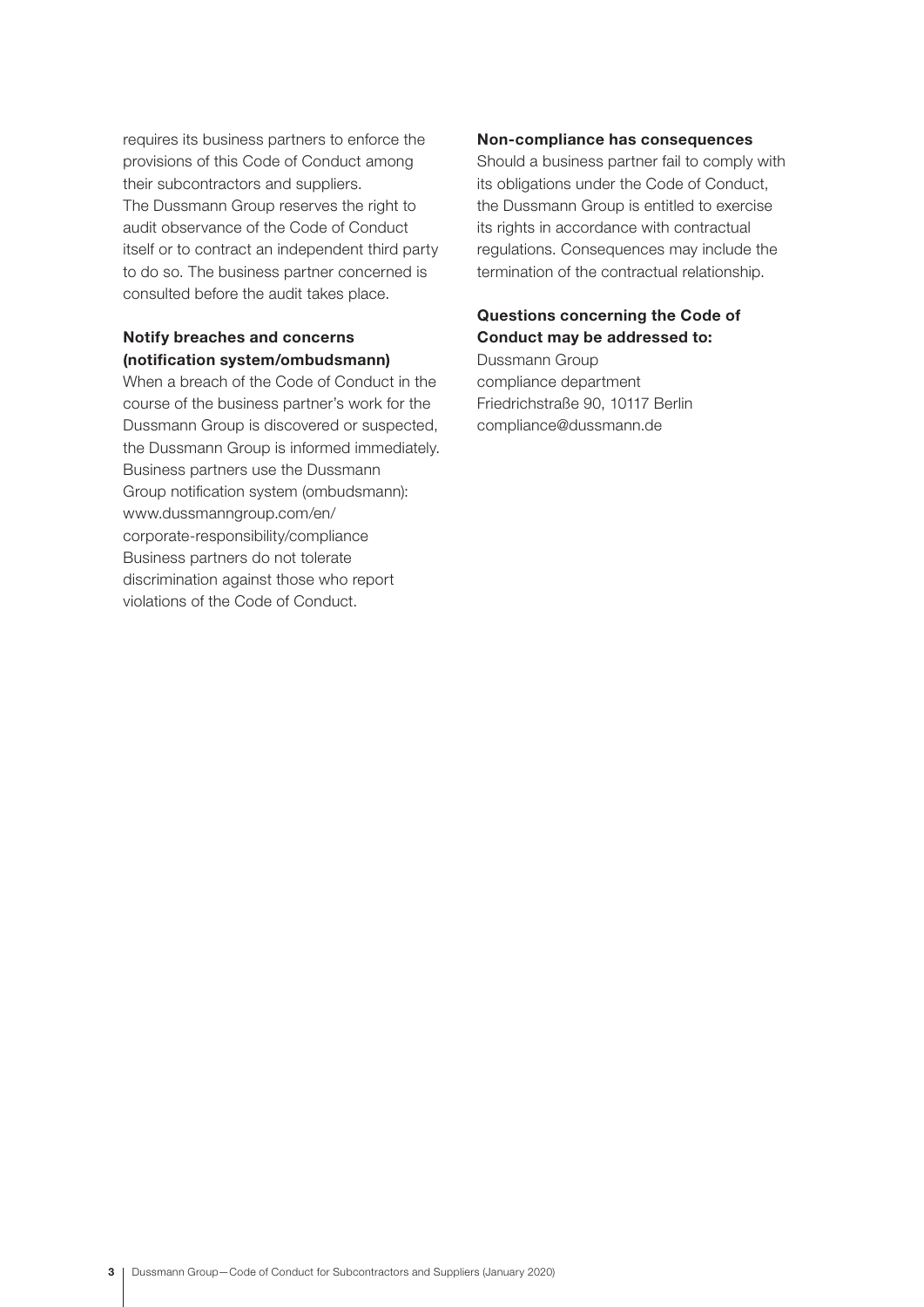requires its business partners to enforce the provisions of this Code of Conduct among their subcontractors and suppliers. The Dussmann Group reserves the right to audit observance of the Code of Conduct itself or to contract an independent third party to do so. The business partner concerned is consulted before the audit takes place.

### Notify breaches and concerns (notification system/ombudsmann)

When a breach of the Code of Conduct in the course of the business partner's work for the Dussmann Group is discovered or suspected, the Dussmann Group is informed immediately. Business partners use the Dussmann Group notification system (ombudsmann): www.dussmanngroup.com/en/corporate-responsibility/compliance
Business partners do not tolerate discrimination against those who report violations of the Code of Conduct.

### Non-compliance has consequences

Should a business partner fail to comply with its obligations under the Code of Conduct, the Dussmann Group is entitled to exercise its rights in accordance with contractual regulations. Consequences may include the termination of the contractual relationship.

### Questions concerning the Code of Conduct may be addressed to:

Dussmann Group
compliance department
Friedrichstraße 90, 10117 Berlin
compliance@dussmann.de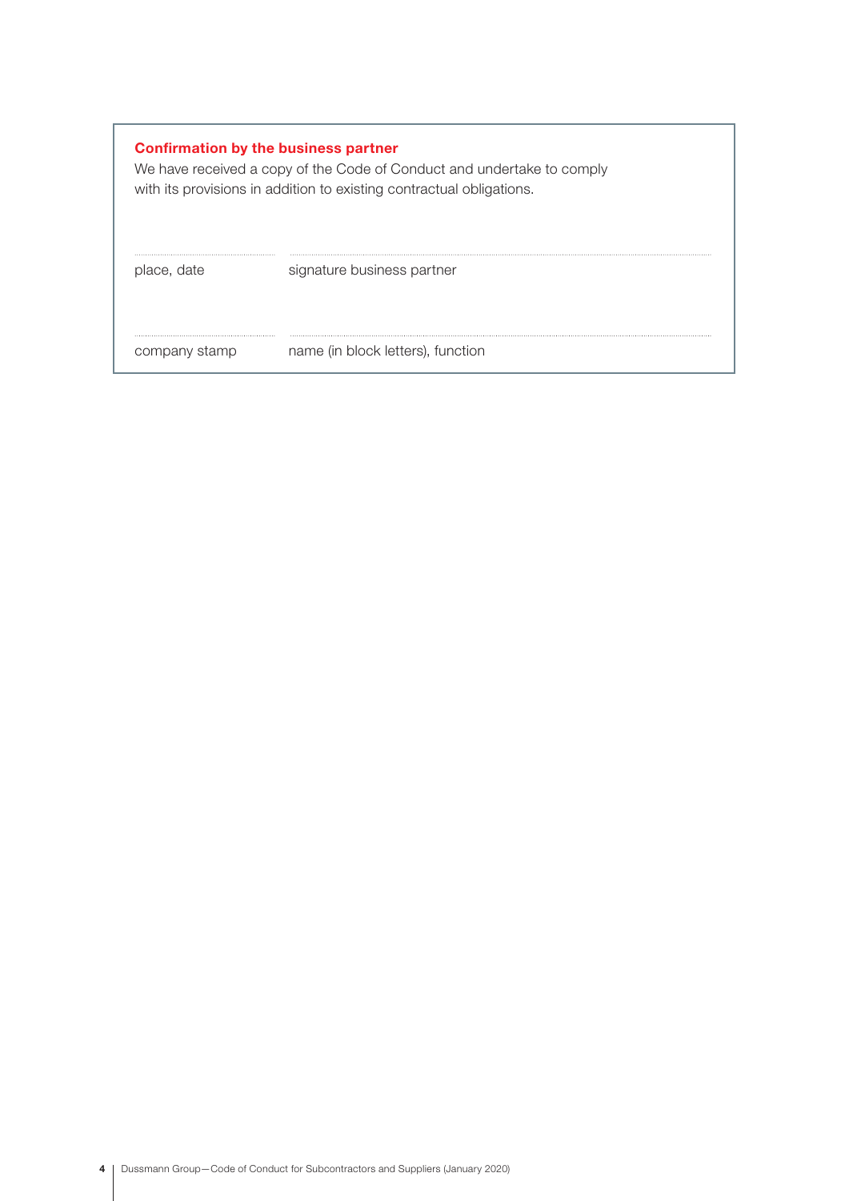**Confirmation by the business partner**

We have received a copy of the Code of Conduct and undertake to comply with its provisions in addition to existing contractual obligations.

| | |
|---|---|
| ............................ | ............................................................ |
| place, date | signature business partner |
| ............................ | ............................................................ |
| company stamp | name (in block letters), function |